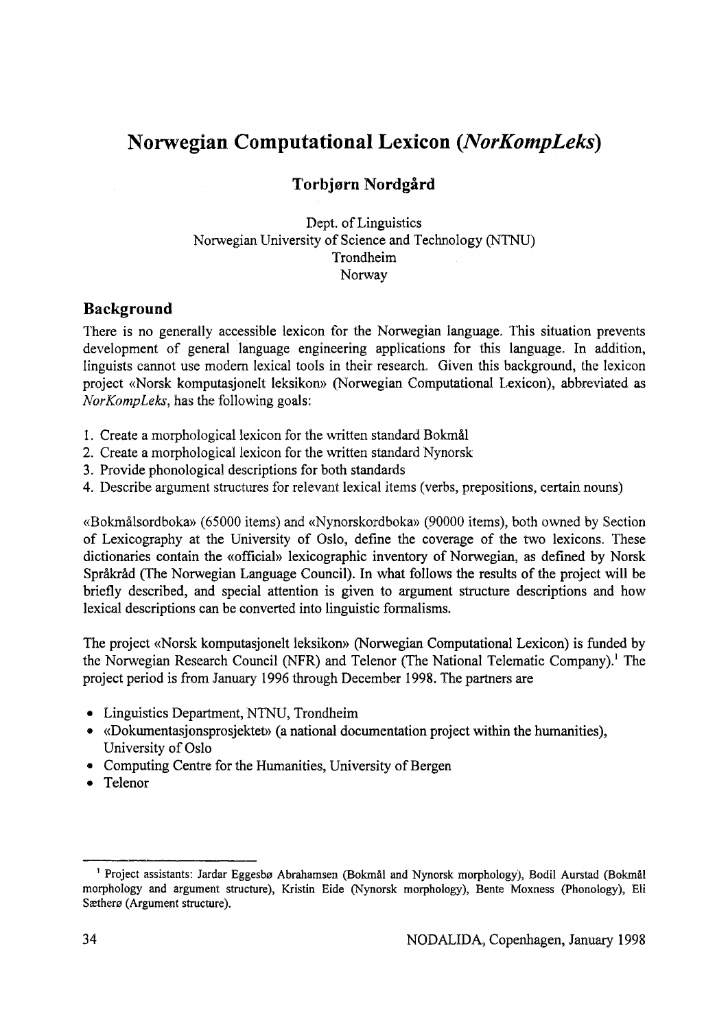# Norwegian Computational Lexicon (*NorKompLeks*)

**Torbjørn Nordgård**

Dept. of Linguistics
Norwegian University of Science and Technology (NTNU)
Trondheim
Norway

## Background

There is no generally accessible lexicon for the Norwegian language. This situation prevents development of general language engineering applications for this language. In addition, linguists cannot use modern lexical tools in their research. Given this background, the lexicon project «Norsk komputasjonelt leksikon» (Norwegian Computational Lexicon), abbreviated as *NorKompLeks*, has the following goals:

1. Create a morphological lexicon for the written standard Bokmål
2. Create a morphological lexicon for the written standard Nynorsk
3. Provide phonological descriptions for both standards
4. Describe argument structures for relevant lexical items (verbs, prepositions, certain nouns)

«Bokmålsordboka» (65000 items) and «Nynorskordboka» (90000 items), both owned by Section of Lexicography at the University of Oslo, define the coverage of the two lexicons. These dictionaries contain the «official» lexicographic inventory of Norwegian, as defined by Norsk Språkråd (The Norwegian Language Council). In what follows the results of the project will be briefly described, and special attention is given to argument structure descriptions and how lexical descriptions can be converted into linguistic formalisms.

The project «Norsk komputasjonelt leksikon» (Norwegian Computational Lexicon) is funded by the Norwegian Research Council (NFR) and Telenor (The National Telematic Company).[1] The project period is from January 1996 through December 1998. The partners are

- Linguistics Department, NTNU, Trondheim
- «Dokumentasjonsprosjektet» (a national documentation project within the humanities), University of Oslo
- Computing Centre for the Humanities, University of Bergen
- Telenor

[1] Project assistants: Jardar Eggesbø Abrahamsen (Bokmål and Nynorsk morphology), Bodil Aurstad (Bokmål morphology and argument structure), Kristin Eide (Nynorsk morphology), Bente Moxness (Phonology), Eli Sætherø (Argument structure).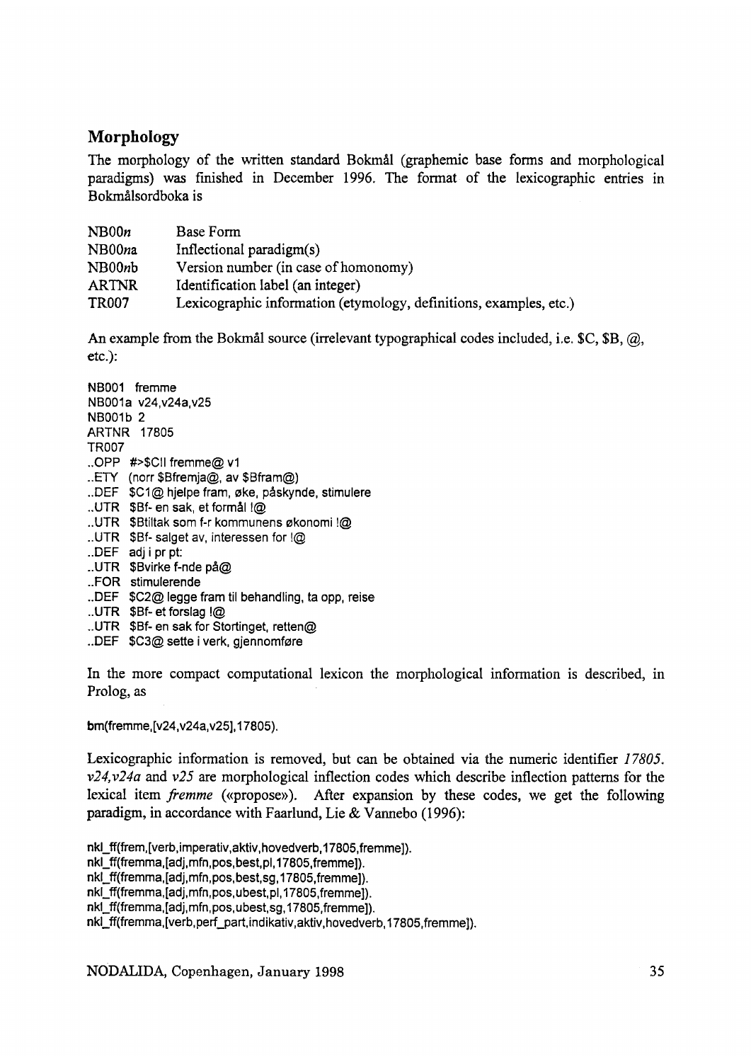## Morphology

The morphology of the written standard Bokmål (graphemic base forms and morphological paradigms) was finished in December 1996. The format of the lexicographic entries in Bokmålsordboka is

| | |
|---|---|
| NB00*n* | Base Form |
| NB00*n*a | Inflectional paradigm(s) |
| NB00*n*b | Version number (in case of homonomy) |
| ARTNR | Identification label (an integer) |
| TR007 | Lexicographic information (etymology, definitions, examples, etc.) |

An example from the Bokmål source (irrelevant typographical codes included, i.e. $C, $B, @, etc.):

```
NB001  fremme
NB001a  v24,v24a,v25
NB001b  2
ARTNR  17805
TR007
..OPP  #>$CII fremme@ v1
..ETY  (norr $Bfremja@, av $Bfram@)
..DEF  $C1@ hjelpe fram, øke, påskynde, stimulere
..UTR  $Bf- en sak, et formål !@
..UTR  $Btiltak som f-r kommunens økonomi !@
..UTR  $Bf- salget av, interessen for !@
..DEF  adj i pr pt:
..UTR  $Bvirke f-nde på@
..FOR  stimulerende
..DEF  $C2@ legge fram til behandling, ta opp, reise
..UTR  $Bf- et forslag !@
..UTR  $Bf- en sak for Stortinget, retten@
..DEF  $C3@ sette i verk, gjennomføre
```

In the more compact computational lexicon the morphological information is described, in Prolog, as

```
bm(fremme,[v24,v24a,v25],17805).
```

Lexicographic information is removed, but can be obtained via the numeric identifier *17805*. *v24,v24a* and *v25* are morphological inflection codes which describe inflection patterns for the lexical item *fremme* («propose»). After expansion by these codes, we get the following paradigm, in accordance with Faarlund, Lie & Vannebo (1996):

```
nkl_ff(frem,[verb,imperativ,aktiv,hovedverb,17805,fremme]).
nkl_ff(fremma,[adj,mfn,pos,best,pl,17805,fremme]).
nkl_ff(fremma,[adj,mfn,pos,best,sg,17805,fremme]).
nkl_ff(fremma,[adj,mfn,pos,ubest,pl,17805,fremme]).
nkl_ff(fremma,[adj,mfn,pos,ubest,sg,17805,fremme]).
nkl_ff(fremma,[verb,perf_part,indikativ,aktiv,hovedverb,17805,fremme]).
```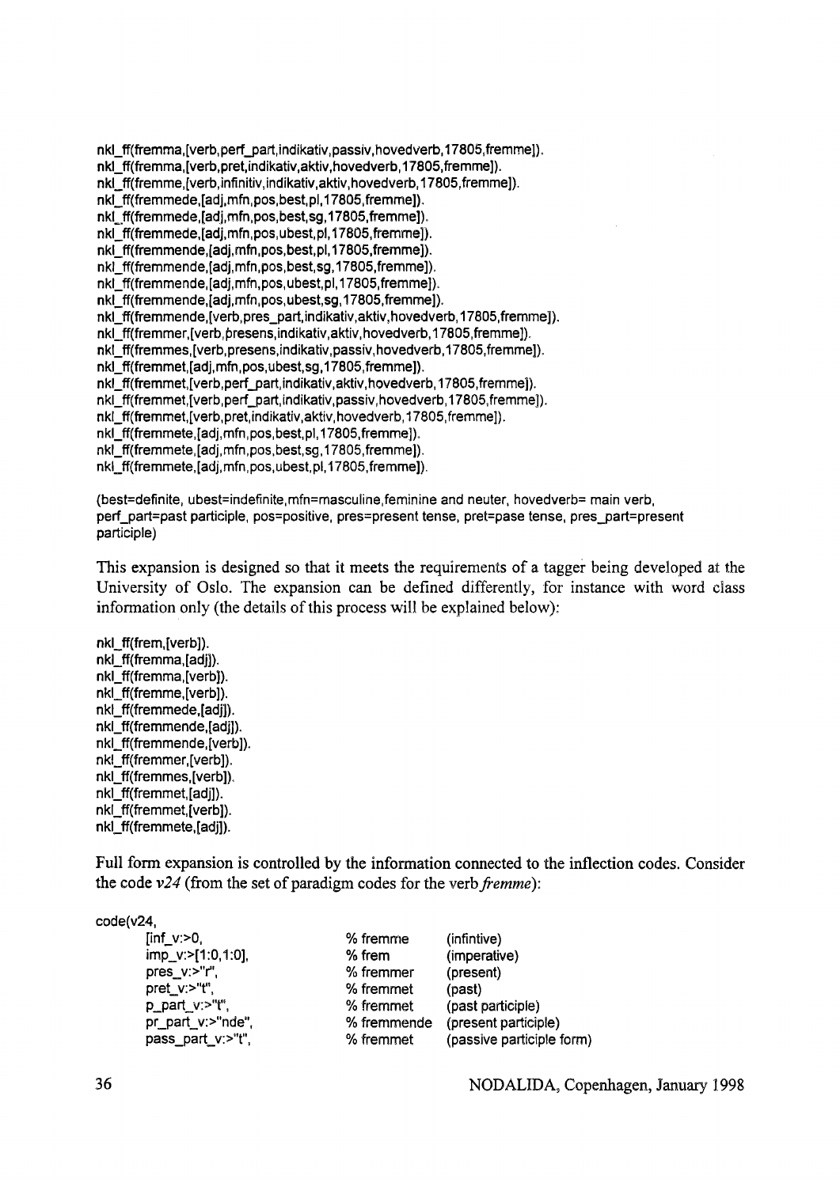```
nkl_ff(fremma,[verb,perf_part,indikativ,passiv,hovedverb,17805,fremme]).
nkl_ff(fremma,[verb,pret,indikativ,aktiv,hovedverb,17805,fremme]).
nkl_ff(fremme,[verb,infinitiv,indikativ,aktiv,hovedverb,17805,fremme]).
nkl_ff(fremmede,[adj,mfn,pos,best,pl,17805,fremme]).
nkl_ff(fremmede,[adj,mfn,pos,best,sg,17805,fremme]).
nkl_ff(fremmede,[adj,mfn,pos,ubest,pl,17805,fremme]).
nkl_ff(fremmende,[adj,mfn,pos,best,pl,17805,fremme]).
nkl_ff(fremmende,[adj,mfn,pos,best,sg,17805,fremme]).
nkl_ff(fremmende,[adj,mfn,pos,ubest,pl,17805,fremme]).
nkl_ff(fremmende,[adj,mfn,pos,ubest,sg,17805,fremme]).
nkl_ff(fremmende,[verb,pres_part,indikativ,aktiv,hovedverb,17805,fremme]).
nkl_ff(fremmer,[verb,presens,indikativ,aktiv,hovedverb,17805,fremme]).
nkl_ff(fremmes,[verb,presens,indikativ,passiv,hovedverb,17805,fremme]).
nkl_ff(fremmet,[adj,mfn,pos,ubest,sg,17805,fremme]).
nkl_ff(fremmet,[verb,perf_part,indikativ,aktiv,hovedverb,17805,fremme]).
nkl_ff(fremmet,[verb,perf_part,indikativ,passiv,hovedverb,17805,fremme]).
nkl_ff(fremmet,[verb,pret,indikativ,aktiv,hovedverb,17805,fremme]).
nkl_ff(fremmete,[adj,mfn,pos,best,pl,17805,fremme]).
nkl_ff(fremmete,[adj,mfn,pos,best,sg,17805,fremme]).
nkl_ff(fremmete,[adj,mfn,pos,ubest,pl,17805,fremme]).
```

(best=definite, ubest=indefinite,mfn=masculine,feminine and neuter, hovedverb= main verb, perf_part=past participle, pos=positive, pres=present tense, pret=pase tense, pres_part=present participle)

This expansion is designed so that it meets the requirements of a tagger being developed at the University of Oslo. The expansion can be defined differently, for instance with word class information only (the details of this process will be explained below):

```
nkl_ff(frem,[verb]).
nkl_ff(fremma,[adj]).
nkl_ff(fremma,[verb]).
nkl_ff(fremme,[verb]).
nkl_ff(fremmede,[adj]).
nkl_ff(fremmende,[adj]).
nkl_ff(fremmende,[verb]).
nkl_ff(fremmer,[verb]).
nkl_ff(fremmes,[verb]).
nkl_ff(fremmet,[adj]).
nkl_ff(fremmet,[verb]).
nkl_ff(fremmete,[adj]).
```

Full form expansion is controlled by the information connected to the inflection codes. Consider the code *v24* (from the set of paradigm codes for the verb *fremme*):

```
code(v24,
     [inf_v:>0,              % fremme       (infintive)
     imp_v:>[1:0,1:0],       % frem         (imperative)
     pres_v:>"r",            % fremmer      (present)
     pret_v:>"t",            % fremmet      (past)
     p_part_v:>"t",          % fremmet      (past participle)
     pr_part_v:>"nde",       % fremmende    (present participle)
     pass_part_v:>"t",       % fremmet      (passive participle form)
```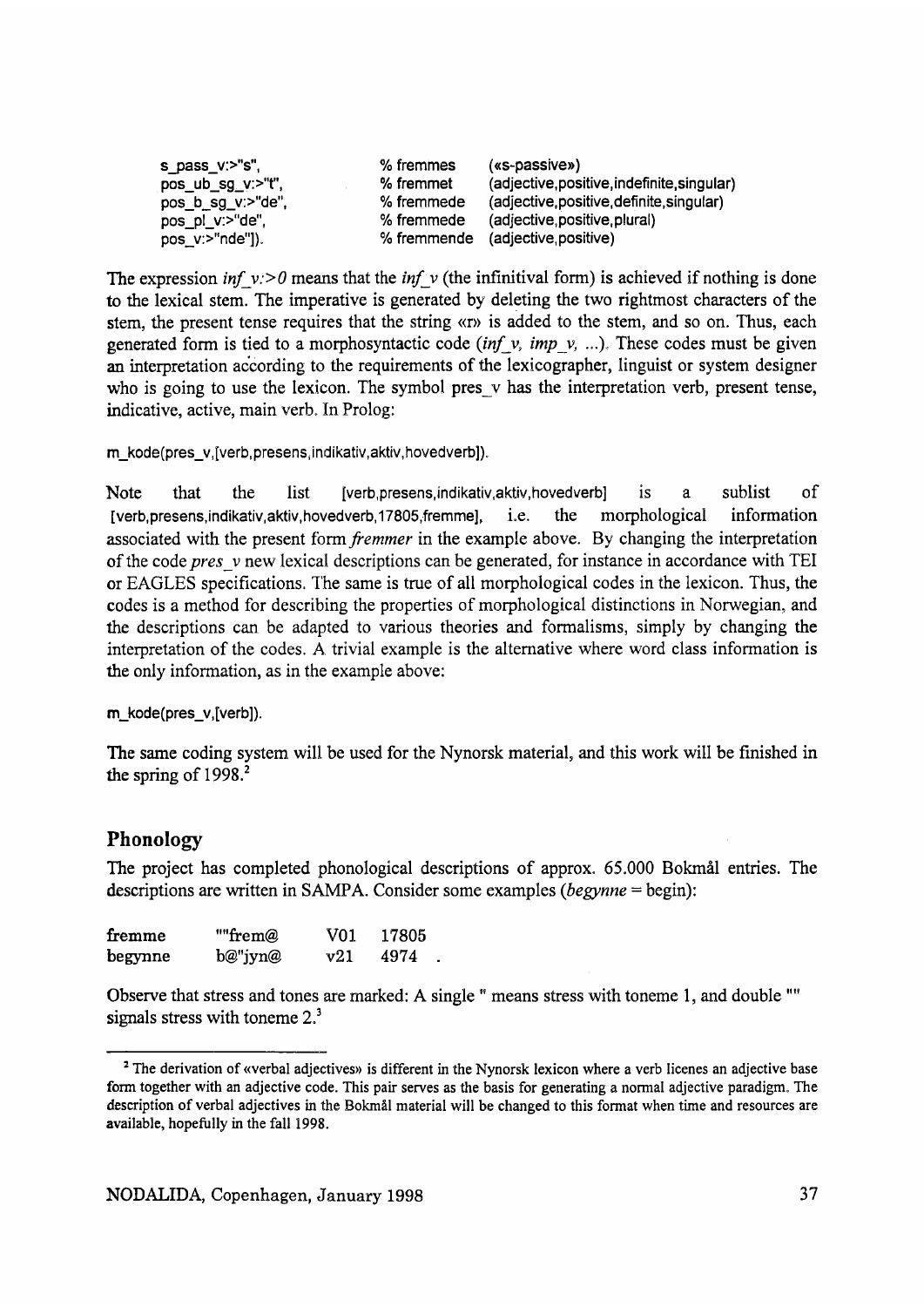```
s_pass_v:>"s",          % fremmes      («s-passive»)
pos_ub_sg_v:>"t",       % fremmet      (adjective,positive,indefinite,singular)
pos_b_sg_v:>"de",       % fremmede     (adjective,positive,definite,singular)
pos_pl_v:>"de",         % fremmede     (adjective,positive,plural)
pos_v:>"nde"]).         % fremmende    (adjective,positive)
```

The expression *inf_v:>0* means that the *inf_v* (the infinitival form) is achieved if nothing is done to the lexical stem. The imperative is generated by deleting the two rightmost characters of the stem, the present tense requires that the string «r» is added to the stem, and so on. Thus, each generated form is tied to a morphosyntactic code (*inf_v, imp_v, ...*). These codes must be given an interpretation according to the requirements of the lexicographer, linguist or system designer who is going to use the lexicon. The symbol pres_v has the interpretation verb, present tense, indicative, active, main verb. In Prolog:

```
m_kode(pres_v,[verb,presens,indikativ,aktiv,hovedverb]).
```

Note that the list [verb,presens,indikativ,aktiv,hovedverb] is a sublist of [verb,presens,indikativ,aktiv,hovedverb,17805,fremme], i.e. the morphological information associated with the present form *fremmer* in the example above. By changing the interpretation of the code *pres_v* new lexical descriptions can be generated, for instance in accordance with TEI or EAGLES specifications. The same is true of all morphological codes in the lexicon. Thus, the codes is a method for describing the properties of morphological distinctions in Norwegian, and the descriptions can be adapted to various theories and formalisms, simply by changing the interpretation of the codes. A trivial example is the alternative where word class information is the only information, as in the example above:

```
m_kode(pres_v,[verb]).
```

The same coding system will be used for the Nynorsk material, and this work will be finished in the spring of 1998.[2]

## Phonology

The project has completed phonological descriptions of approx. 65.000 Bokmål entries. The descriptions are written in SAMPA. Consider some examples (*begynne* = begin):

```
fremme     ""frem@     V01    17805
begynne    b@"jyn@     v21    4974  .
```

Observe that stress and tones are marked: A single " means stress with toneme 1, and double "" signals stress with toneme 2.[3]

---

[2] The derivation of «verbal adjectives» is different in the Nynorsk lexicon where a verb licenes an adjective base form together with an adjective code. This pair serves as the basis for generating a normal adjective paradigm. The description of verbal adjectives in the Bokmål material will be changed to this format when time and resources are available, hopefully in the fall 1998.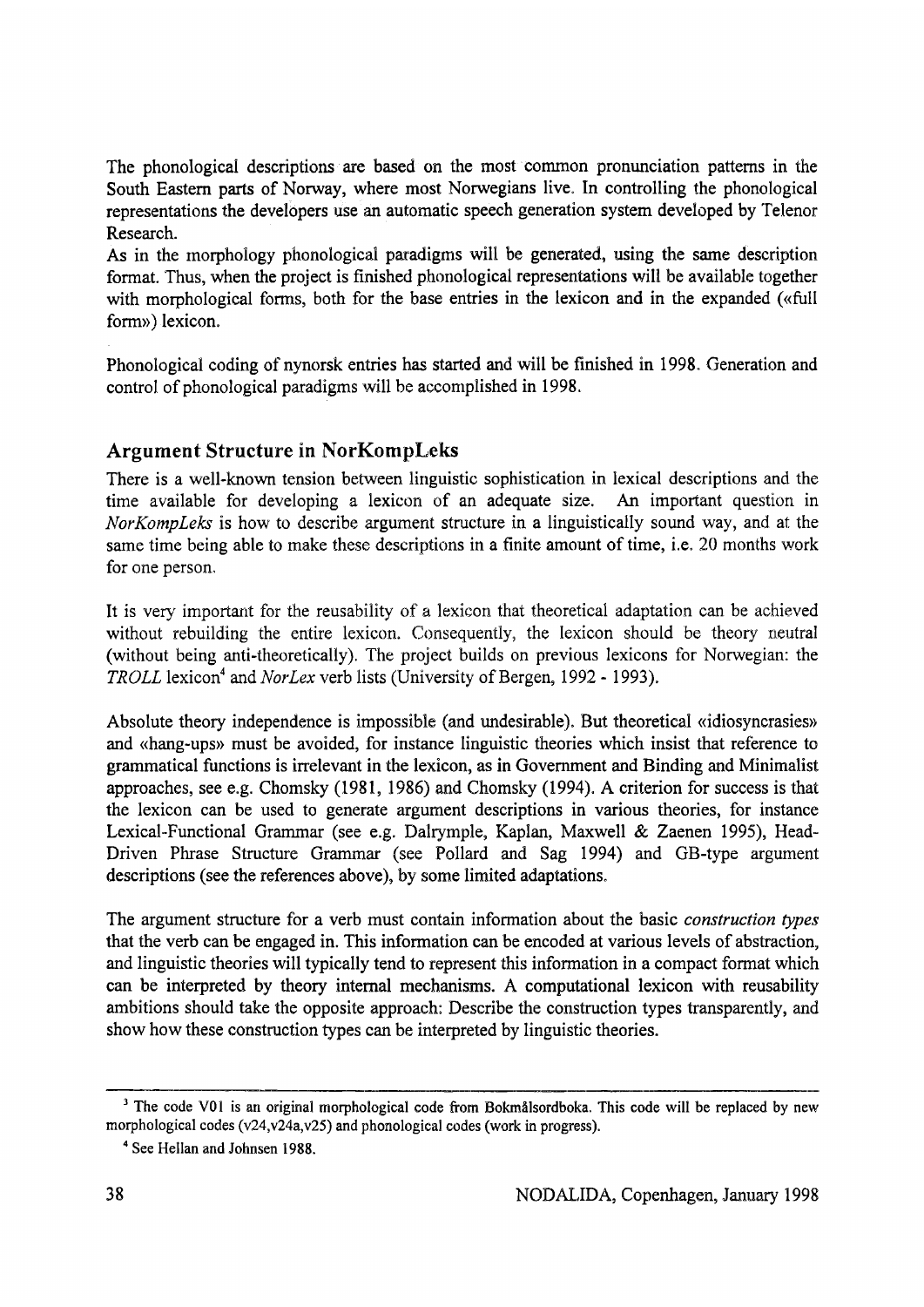The phonological descriptions are based on the most common pronunciation patterns in the South Eastern parts of Norway, where most Norwegians live. In controlling the phonological representations the developers use an automatic speech generation system developed by Telenor Research.

As in the morphology phonological paradigms will be generated, using the same description format. Thus, when the project is finished phonological representations will be available together with morphological forms, both for the base entries in the lexicon and in the expanded («full form») lexicon.

Phonological coding of nynorsk entries has started and will be finished in 1998. Generation and control of phonological paradigms will be accomplished in 1998.

## Argument Structure in NorKompLeks

There is a well-known tension between linguistic sophistication in lexical descriptions and the time available for developing a lexicon of an adequate size. An important question in *NorKompLeks* is how to describe argument structure in a linguistically sound way, and at the same time being able to make these descriptions in a finite amount of time, i.e. 20 months work for one person.

It is very important for the reusability of a lexicon that theoretical adaptation can be achieved without rebuilding the entire lexicon. Consequently, the lexicon should be theory neutral (without being anti-theoretically). The project builds on previous lexicons for Norwegian: the *TROLL* lexicon[4] and *NorLex* verb lists (University of Bergen, 1992 - 1993).

Absolute theory independence is impossible (and undesirable). But theoretical «idiosyncrasies» and «hang-ups» must be avoided, for instance linguistic theories which insist that reference to grammatical functions is irrelevant in the lexicon, as in Government and Binding and Minimalist approaches, see e.g. Chomsky (1981, 1986) and Chomsky (1994). A criterion for success is that the lexicon can be used to generate argument descriptions in various theories, for instance Lexical-Functional Grammar (see e.g. Dalrymple, Kaplan, Maxwell & Zaenen 1995), Head-Driven Phrase Structure Grammar (see Pollard and Sag 1994) and GB-type argument descriptions (see the references above), by some limited adaptations.

The argument structure for a verb must contain information about the basic *construction types* that the verb can be engaged in. This information can be encoded at various levels of abstraction, and linguistic theories will typically tend to represent this information in a compact format which can be interpreted by theory internal mechanisms. A computational lexicon with reusability ambitions should take the opposite approach: Describe the construction types transparently, and show how these construction types can be interpreted by linguistic theories.

---

[3] The code V01 is an original morphological code from Bokmålsordboka. This code will be replaced by new morphological codes (v24,v24a,v25) and phonological codes (work in progress).

[4] See Hellan and Johnsen 1988.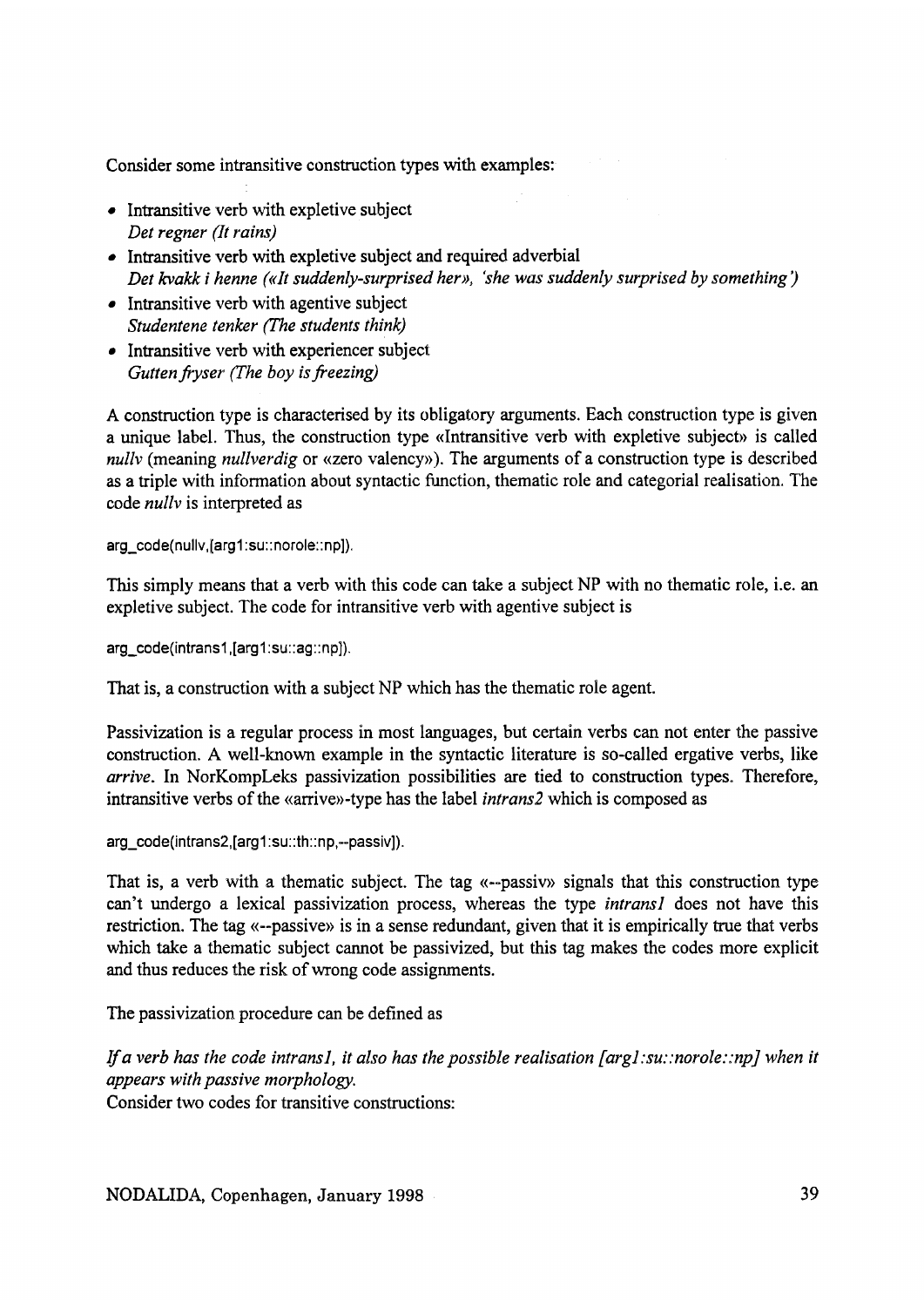Consider some intransitive construction types with examples:

- Intransitive verb with expletive subject
  *Det regner (It rains)*
- Intransitive verb with expletive subject and required adverbial
  *Det kvakk i henne («It suddenly-surprised her», 'she was suddenly surprised by something')*
- Intransitive verb with agentive subject
  *Studentene tenker (The students think)*
- Intransitive verb with experiencer subject
  *Gutten fryser (The boy is freezing)*

A construction type is characterised by its obligatory arguments. Each construction type is given a unique label. Thus, the construction type «Intransitive verb with expletive subject» is called *nullv* (meaning *nullverdig* or «zero valency»). The arguments of a construction type is described as a triple with information about syntactic function, thematic role and categorial realisation. The code *nullv* is interpreted as

```
arg_code(nullv,[arg1:su::norole::np]).
```

This simply means that a verb with this code can take a subject NP with no thematic role, i.e. an expletive subject. The code for intransitive verb with agentive subject is

```
arg_code(intrans1,[arg1:su::ag::np]).
```

That is, a construction with a subject NP which has the thematic role agent.

Passivization is a regular process in most languages, but certain verbs can not enter the passive construction. A well-known example in the syntactic literature is so-called ergative verbs, like *arrive*. In NorKompLeks passivization possibilities are tied to construction types. Therefore, intransitive verbs of the «arrive»-type has the label *intrans2* which is composed as

```
arg_code(intrans2,[arg1:su::th::np,--passiv]).
```

That is, a verb with a thematic subject. The tag «--passiv» signals that this construction type can't undergo a lexical passivization process, whereas the type *intrans1* does not have this restriction. The tag «--passive» is in a sense redundant, given that it is empirically true that verbs which take a thematic subject cannot be passivized, but this tag makes the codes more explicit and thus reduces the risk of wrong code assignments.

The passivization procedure can be defined as

*If a verb has the code intrans1, it also has the possible realisation [arg1:su::norole::np] when it appears with passive morphology.*

Consider two codes for transitive constructions: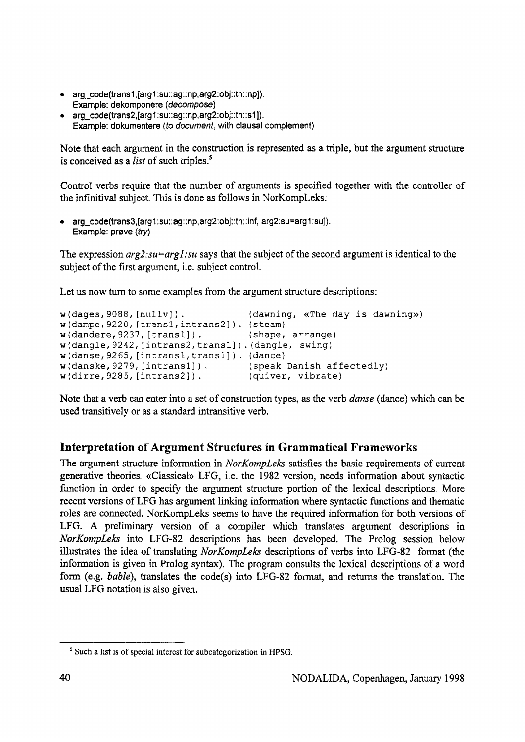- arg_code(trans1,[arg1:su::ag::np,arg2:obj::th::np]).
  Example: dekomponere (*decompose*)
- arg_code(trans2,[arg1:su::ag::np,arg2:obj::th::s1]).
  Example: dokumentere (*to document*, with clausal complement)

Note that each argument in the construction is represented as a triple, but the argument structure is conceived as a *list* of such triples.[5]

Control verbs require that the number of arguments is specified together with the controller of the infinitival subject. This is done as follows in NorKompLeks:

- arg_code(trans3,[arg1:su::ag::np,arg2:obj::th::inf, arg2:su=arg1:su]).
  Example: prøve (*try*)

The expression *arg2:su=arg1:su* says that the subject of the second argument is identical to the subject of the first argument, i.e. subject control.

Let us now turn to some examples from the argument structure descriptions:

```
w(dages,9088,[nullv]).              (dawning, «The day is dawning»)
w(dampe,9220,[trans1,intrans2]). (steam)
w(dandere,9237,[trans1]).           (shape, arrange)
w(dangle,9242,[intrans2,trans1]).(dangle, swing)
w(danse,9265,[intrans1,trans1]). (dance)
w(danske,9279,[intrans1]).          (speak Danish affectedly)
w(dirre,9285,[intrans2]).           (quiver, vibrate)
```

Note that a verb can enter into a set of construction types, as the verb *danse* (dance) which can be used transitively or as a standard intransitive verb.

## Interpretation of Argument Structures in Grammatical Frameworks

The argument structure information in *NorKompLeks* satisfies the basic requirements of current generative theories. «Classical» LFG, i.e. the 1982 version, needs information about syntactic function in order to specify the argument structure portion of the lexical descriptions. More recent versions of LFG has argument linking information where syntactic functions and thematic roles are connected. NorKompLeks seems to have the required information for both versions of LFG. A preliminary version of a compiler which translates argument descriptions in *NorKompLeks* into LFG-82 descriptions has been developed. The Prolog session below illustrates the idea of translating *NorKompLeks* descriptions of verbs into LFG-82 format (the information is given in Prolog syntax). The program consults the lexical descriptions of a word form (e.g. *bable*), translates the code(s) into LFG-82 format, and returns the translation. The usual LFG notation is also given.

[5] Such a list is of special interest for subcategorization in HPSG.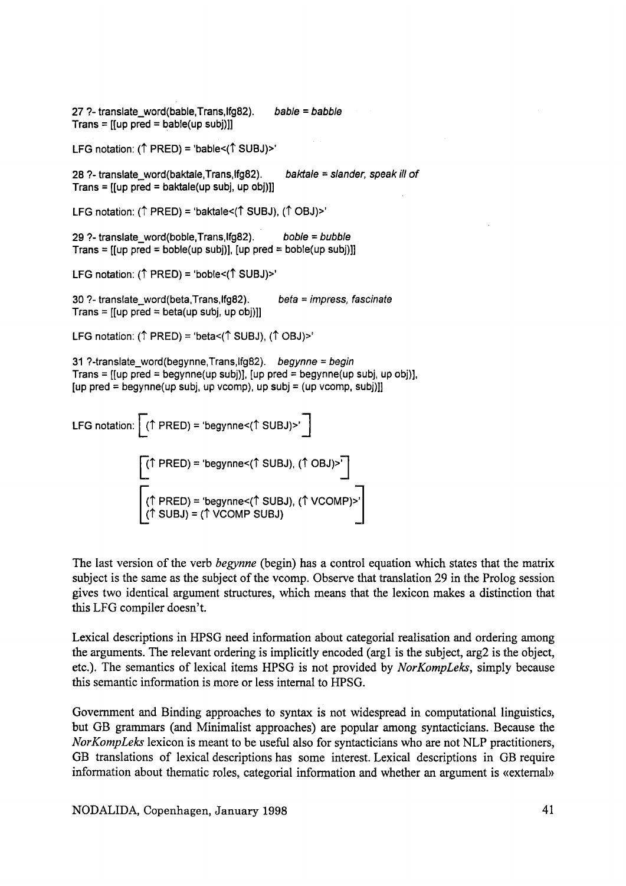27 ?- translate_word(bable,Trans,lfg82). *bable = babble*
Trans = [[up pred = bable(up subj)]]

LFG notation: (↑ PRED) = 'bable<(↑ SUBJ)>'

28 ?- translate_word(baktale,Trans,lfg82). *baktale = slander, speak ill of*
Trans = [[up pred = baktale(up subj, up obj)]]

LFG notation: (↑ PRED) = 'baktale<(↑ SUBJ), (↑ OBJ)>'

29 ?- translate_word(boble,Trans,lfg82). *boble = bubble*
Trans = [[up pred = boble(up subj)], [up pred = boble(up subj)]]

LFG notation: (↑ PRED) = 'boble<(↑ SUBJ)>'

30 ?- translate_word(beta,Trans,lfg82). *beta = impress, fascinate*
Trans = [[up pred = beta(up subj, up obj)]]

LFG notation: (↑ PRED) = 'beta<(↑ SUBJ), (↑ OBJ)>'

31 ?-translate_word(begynne,Trans,lfg82). *begynne = begin*
Trans = [[up pred = begynne(up subj)], [up pred = begynne(up subj, up obj)],
[up pred = begynne(up subj, up vcomp), up subj = (up vcomp, subj)]]

LFG notation: [ (↑ PRED) = 'begynne<(↑ SUBJ)>' ]

[ (↑ PRED) = 'begynne<(↑ SUBJ), (↑ OBJ)>' ]

[ (↑ PRED) = 'begynne<(↑ SUBJ), (↑ VCOMP)>'
(↑ SUBJ) = (↑ VCOMP SUBJ) ]

The last version of the verb *begynne* (begin) has a control equation which states that the matrix subject is the same as the subject of the vcomp. Observe that translation 29 in the Prolog session gives two identical argument structures, which means that the lexicon makes a distinction that this LFG compiler doesn't.

Lexical descriptions in HPSG need information about categorial realisation and ordering among the arguments. The relevant ordering is implicitly encoded (arg1 is the subject, arg2 is the object, etc.). The semantics of lexical items HPSG is not provided by *NorKompLeks*, simply because this semantic information is more or less internal to HPSG.

Government and Binding approaches to syntax is not widespread in computational linguistics, but GB grammars (and Minimalist approaches) are popular among syntacticians. Because the *NorKompLeks* lexicon is meant to be useful also for syntacticians who are not NLP practitioners, GB translations of lexical descriptions has some interest. Lexical descriptions in GB require information about thematic roles, categorial information and whether an argument is «external»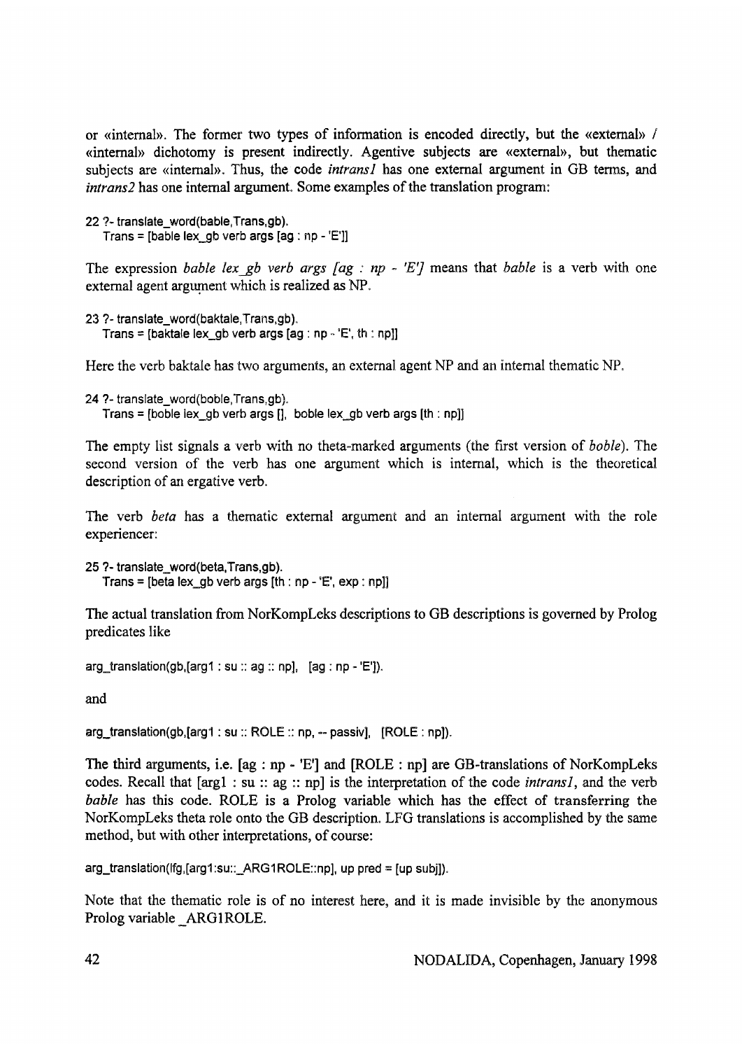or «internal». The former two types of information is encoded directly, but the «external» / «internal» dichotomy is present indirectly. Agentive subjects are «external», but thematic subjects are «internal». Thus, the code *intrans1* has one external argument in GB terms, and *intrans2* has one internal argument. Some examples of the translation program:

```
22 ?- translate_word(bable,Trans,gb).
   Trans = [bable lex_gb verb args [ag : np - 'E']]
```

The expression *bable lex_gb verb args [ag : np - 'E']* means that *bable* is a verb with one external agent argument which is realized as NP.

```
23 ?- translate_word(baktale,Trans,gb).
   Trans = [baktale lex_gb verb args [ag : np - 'E', th : np]]
```

Here the verb baktale has two arguments, an external agent NP and an internal thematic NP.

```
24 ?- translate_word(boble,Trans,gb).
   Trans = [boble lex_gb verb args [], boble lex_gb verb args [th : np]]
```

The empty list signals a verb with no theta-marked arguments (the first version of *boble*). The second version of the verb has one argument which is internal, which is the theoretical description of an ergative verb.

The verb *beta* has a thematic external argument and an internal argument with the role experiencer:

```
25 ?- translate_word(beta,Trans,gb).
   Trans = [beta lex_gb verb args [th : np - 'E', exp : np]]
```

The actual translation from NorKompLeks descriptions to GB descriptions is governed by Prolog predicates like

```
arg_translation(gb,[arg1 : su :: ag :: np],  [ag : np - 'E']).
```

and

```
arg_translation(gb,[arg1 : su :: ROLE :: np, -- passiv],  [ROLE : np]).
```

The third arguments, i.e. [ag : np - 'E'] and [ROLE : np] are GB-translations of NorKompLeks codes. Recall that [arg1 : su :: ag :: np] is the interpretation of the code *intrans1*, and the verb *bable* has this code. ROLE is a Prolog variable which has the effect of transferring the NorKompLeks theta role onto the GB description. LFG translations is accomplished by the same method, but with other interpretations, of course:

```
arg_translation(lfg,[arg1:su::_ARG1ROLE::np], up pred = [up subj]).
```

Note that the thematic role is of no interest here, and it is made invisible by the anonymous Prolog variable _ARG1ROLE.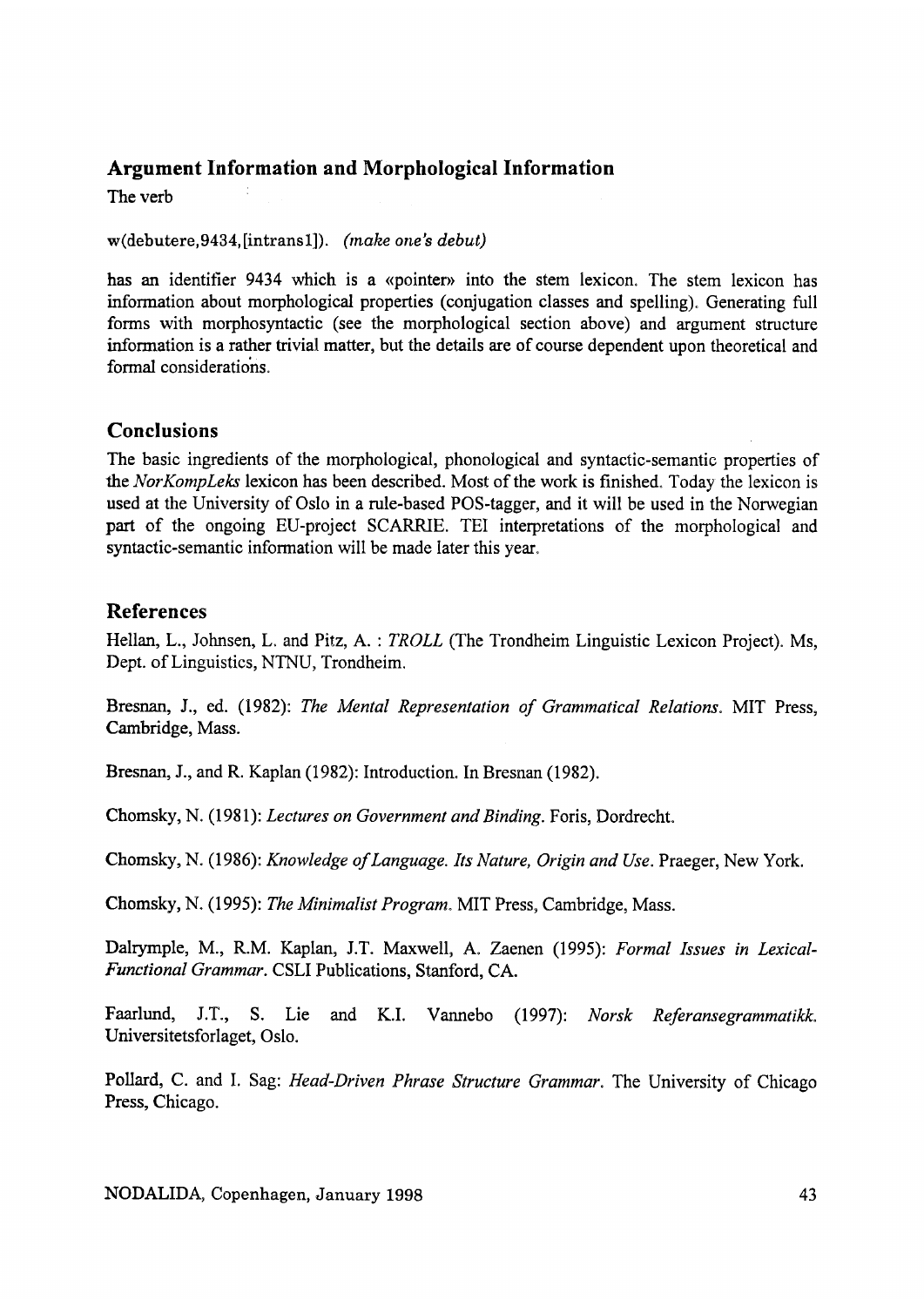## Argument Information and Morphological Information

The verb

w(debutere,9434,[intrans1]). *(make one's debut)*

has an identifier 9434 which is a «pointer» into the stem lexicon. The stem lexicon has information about morphological properties (conjugation classes and spelling). Generating full forms with morphosyntactic (see the morphological section above) and argument structure information is a rather trivial matter, but the details are of course dependent upon theoretical and formal considerations.

## Conclusions

The basic ingredients of the morphological, phonological and syntactic-semantic properties of the *NorKompLeks* lexicon has been described. Most of the work is finished. Today the lexicon is used at the University of Oslo in a rule-based POS-tagger, and it will be used in the Norwegian part of the ongoing EU-project SCARRIE. TEI interpretations of the morphological and syntactic-semantic information will be made later this year.

## References

Hellan, L., Johnsen, L. and Pitz, A. : *TROLL* (The Trondheim Linguistic Lexicon Project). Ms, Dept. of Linguistics, NTNU, Trondheim.

Bresnan, J., ed. (1982): *The Mental Representation of Grammatical Relations*. MIT Press, Cambridge, Mass.

Bresnan, J., and R. Kaplan (1982): Introduction. In Bresnan (1982).

Chomsky, N. (1981): *Lectures on Government and Binding*. Foris, Dordrecht.

Chomsky, N. (1986): *Knowledge of Language. Its Nature, Origin and Use*. Praeger, New York.

Chomsky, N. (1995): *The Minimalist Program*. MIT Press, Cambridge, Mass.

Dalrymple, M., R.M. Kaplan, J.T. Maxwell, A. Zaenen (1995): *Formal Issues in Lexical-Functional Grammar*. CSLI Publications, Stanford, CA.

Faarlund, J.T., S. Lie and K.I. Vannebo (1997): *Norsk Referansegrammatikk*. Universitetsforlaget, Oslo.

Pollard, C. and I. Sag: *Head-Driven Phrase Structure Grammar*. The University of Chicago Press, Chicago.